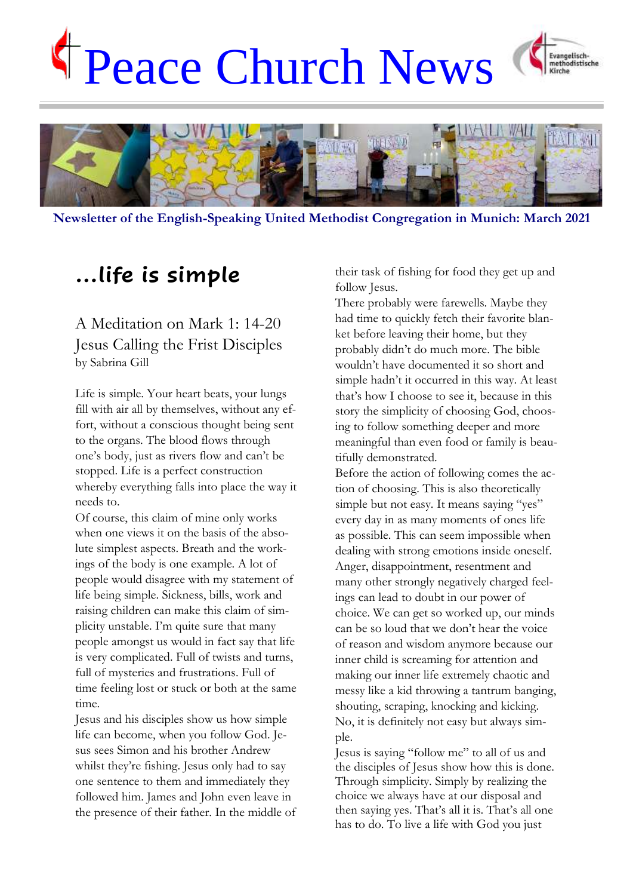# Peace Church News

**Newsletter of the English-Speaking United Methodist Congregation in Munich: March 2021**

## ...life is simple

### A Meditation on Mark 1: 14-20
### Jesus Calling the Frist Disciples
by Sabrina Gill

Life is simple. Your heart beats, your lungs fill with air all by themselves, without any effort, without a conscious thought being sent to the organs. The blood flows through one's body, just as rivers flow and can't be stopped. Life is a perfect construction whereby everything falls into place the way it needs to.

Of course, this claim of mine only works when one views it on the basis of the absolute simplest aspects. Breath and the workings of the body is one example. A lot of people would disagree with my statement of life being simple. Sickness, bills, work and raising children can make this claim of simplicity unstable. I'm quite sure that many people amongst us would in fact say that life is very complicated. Full of twists and turns, full of mysteries and frustrations. Full of time feeling lost or stuck or both at the same time.

Jesus and his disciples show us how simple life can become, when you follow God. Jesus sees Simon and his brother Andrew whilst they're fishing. Jesus only had to say one sentence to them and immediately they followed him. James and John even leave in the presence of their father. In the middle of their task of fishing for food they get up and follow Jesus.

There probably were farewells. Maybe they had time to quickly fetch their favorite blanket before leaving their home, but they probably didn't do much more. The bible wouldn't have documented it so short and simple hadn't it occurred in this way. At least that's how I choose to see it, because in this story the simplicity of choosing God, choosing to follow something deeper and more meaningful than even food or family is beautifully demonstrated.

Before the action of following comes the action of choosing. This is also theoretically simple but not easy. It means saying "yes" every day in as many moments of ones life as possible. This can seem impossible when dealing with strong emotions inside oneself. Anger, disappointment, resentment and many other strongly negatively charged feelings can lead to doubt in our power of choice. We can get so worked up, our minds can be so loud that we don't hear the voice of reason and wisdom anymore because our inner child is screaming for attention and making our inner life extremely chaotic and messy like a kid throwing a tantrum banging, shouting, scraping, knocking and kicking. No, it is definitely not easy but always simple.

Jesus is saying "follow me" to all of us and the disciples of Jesus show how this is done. Through simplicity. Simply by realizing the choice we always have at our disposal and then saying yes. That's all it is. That's all one has to do. To live a life with God you just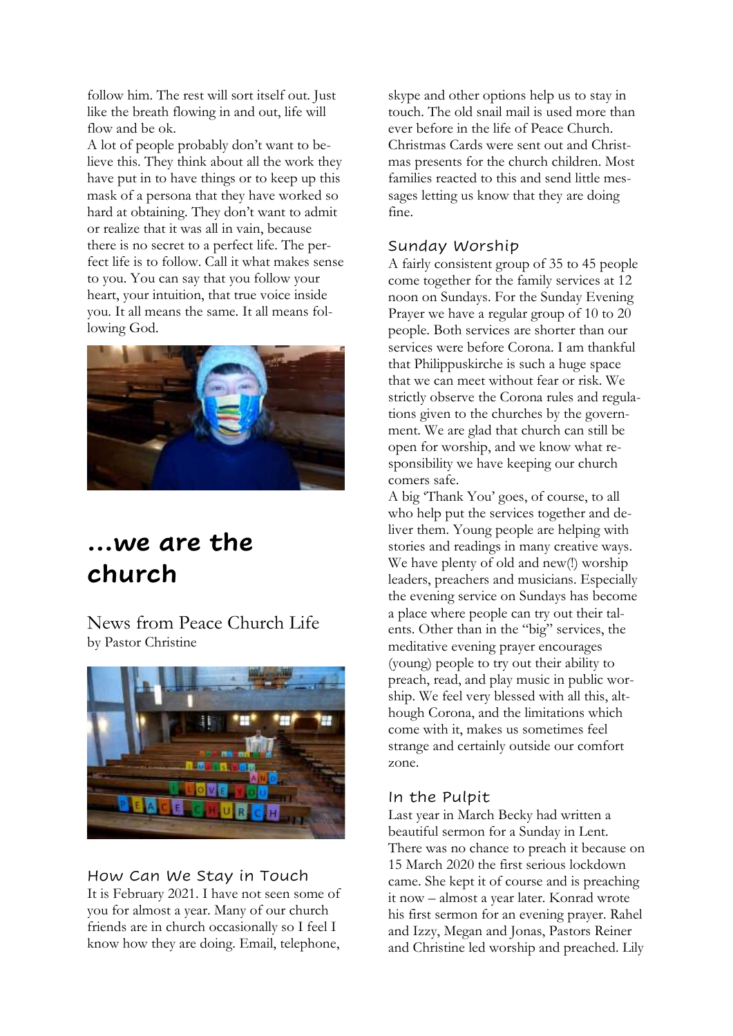follow him. The rest will sort itself out. Just like the breath flowing in and out, life will flow and be ok.

A lot of people probably don't want to believe this. They think about all the work they have put in to have things or to keep up this mask of a persona that they have worked so hard at obtaining. They don't want to admit or realize that it was all in vain, because there is no secret to a perfect life. The perfect life is to follow. Call it what makes sense to you. You can say that you follow your heart, your intuition, that true voice inside you. It all means the same. It all means following God.

# ...we are the church

## News from Peace Church Life

by Pastor Christine

### How Can We Stay in Touch

It is February 2021. I have not seen some of you for almost a year. Many of our church friends are in church occasionally so I feel I know how they are doing. Email, telephone, skype and other options help us to stay in touch. The old snail mail is used more than ever before in the life of Peace Church. Christmas Cards were sent out and Christmas presents for the church children. Most families reacted to this and send little messages letting us know that they are doing fine.

### Sunday Worship

A fairly consistent group of 35 to 45 people come together for the family services at 12 noon on Sundays. For the Sunday Evening Prayer we have a regular group of 10 to 20 people. Both services are shorter than our services were before Corona. I am thankful that Philippuskirche is such a huge space that we can meet without fear or risk. We strictly observe the Corona rules and regulations given to the churches by the government. We are glad that church can still be open for worship, and we know what responsibility we have keeping our church comers safe.

A big 'Thank You' goes, of course, to all who help put the services together and deliver them. Young people are helping with stories and readings in many creative ways. We have plenty of old and new(!) worship leaders, preachers and musicians. Especially the evening service on Sundays has become a place where people can try out their talents. Other than in the "big" services, the meditative evening prayer encourages (young) people to try out their ability to preach, read, and play music in public worship. We feel very blessed with all this, although Corona, and the limitations which come with it, makes us sometimes feel strange and certainly outside our comfort zone.

### In the Pulpit

Last year in March Becky had written a beautiful sermon for a Sunday in Lent. There was no chance to preach it because on 15 March 2020 the first serious lockdown came. She kept it of course and is preaching it now – almost a year later. Konrad wrote his first sermon for an evening prayer. Rahel and Izzy, Megan and Jonas, Pastors Reiner and Christine led worship and preached. Lily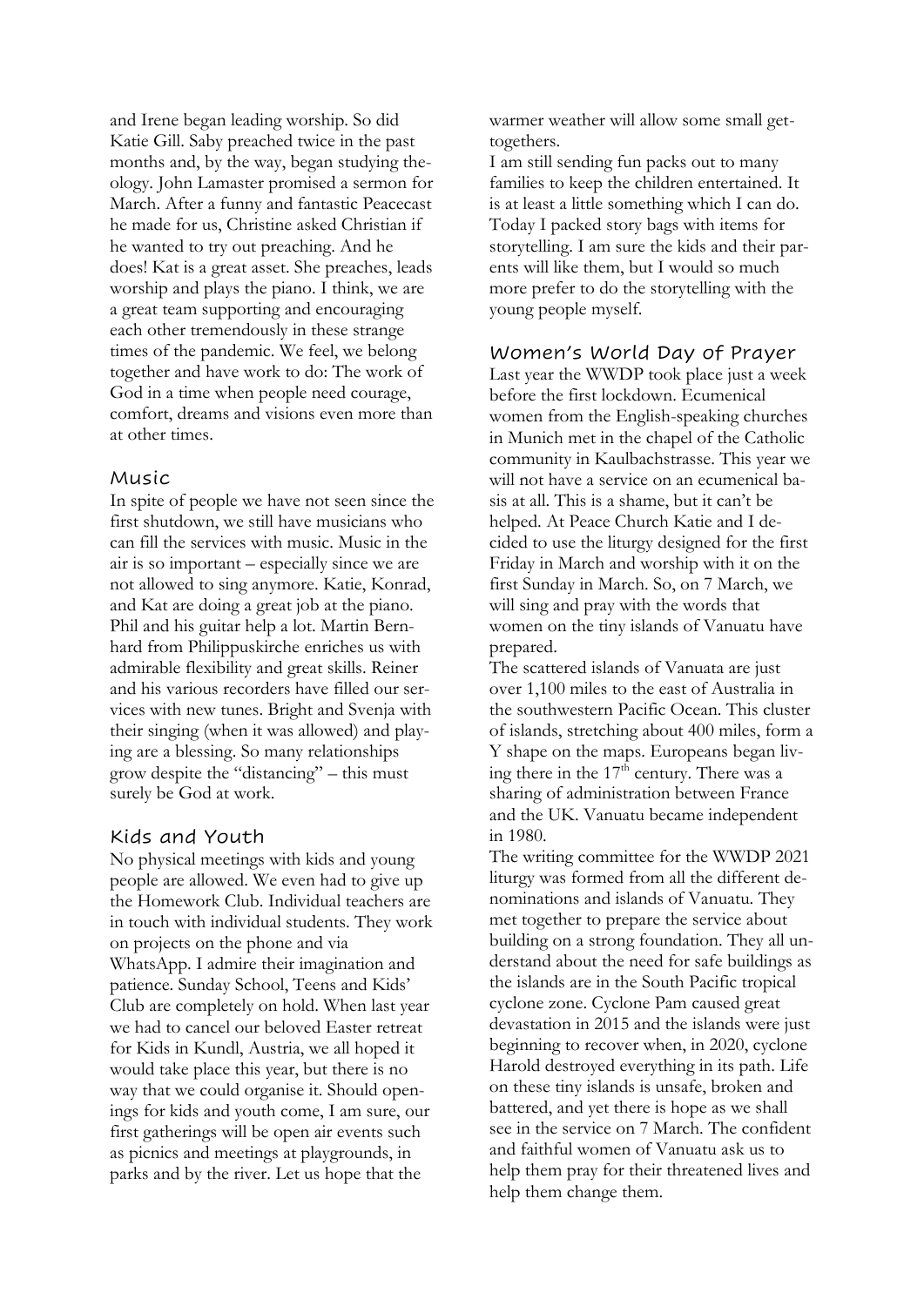and Irene began leading worship. So did Katie Gill. Saby preached twice in the past months and, by the way, began studying theology. John Lamaster promised a sermon for March. After a funny and fantastic Peacecast he made for us, Christine asked Christian if he wanted to try out preaching. And he does! Kat is a great asset. She preaches, leads worship and plays the piano. I think, we are a great team supporting and encouraging each other tremendously in these strange times of the pandemic. We feel, we belong together and have work to do: The work of God in a time when people need courage, comfort, dreams and visions even more than at other times.

## Music

In spite of people we have not seen since the first shutdown, we still have musicians who can fill the services with music. Music in the air is so important – especially since we are not allowed to sing anymore. Katie, Konrad, and Kat are doing a great job at the piano. Phil and his guitar help a lot. Martin Bernhard from Philippuskirche enriches us with admirable flexibility and great skills. Reiner and his various recorders have filled our services with new tunes. Bright and Svenja with their singing (when it was allowed) and playing are a blessing. So many relationships grow despite the "distancing" – this must surely be God at work.

## Kids and Youth

No physical meetings with kids and young people are allowed. We even had to give up the Homework Club. Individual teachers are in touch with individual students. They work on projects on the phone and via WhatsApp. I admire their imagination and patience. Sunday School, Teens and Kids' Club are completely on hold. When last year we had to cancel our beloved Easter retreat for Kids in Kundl, Austria, we all hoped it would take place this year, but there is no way that we could organise it. Should openings for kids and youth come, I am sure, our first gatherings will be open air events such as picnics and meetings at playgrounds, in parks and by the river. Let us hope that the warmer weather will allow some small get-togethers.

I am still sending fun packs out to many families to keep the children entertained. It is at least a little something which I can do. Today I packed story bags with items for storytelling. I am sure the kids and their parents will like them, but I would so much more prefer to do the storytelling with the young people myself.

## Women's World Day of Prayer

Last year the WWDP took place just a week before the first lockdown. Ecumenical women from the English-speaking churches in Munich met in the chapel of the Catholic community in Kaulbachstrasse. This year we will not have a service on an ecumenical basis at all. This is a shame, but it can't be helped. At Peace Church Katie and I decided to use the liturgy designed for the first Friday in March and worship with it on the first Sunday in March. So, on 7 March, we will sing and pray with the words that women on the tiny islands of Vanuatu have prepared.

The scattered islands of Vanuata are just over 1,100 miles to the east of Australia in the southwestern Pacific Ocean. This cluster of islands, stretching about 400 miles, form a Y shape on the maps. Europeans began living there in the 17th century. There was a sharing of administration between France and the UK. Vanuatu became independent in 1980.

The writing committee for the WWDP 2021 liturgy was formed from all the different denominations and islands of Vanuatu. They met together to prepare the service about building on a strong foundation. They all understand about the need for safe buildings as the islands are in the South Pacific tropical cyclone zone. Cyclone Pam caused great devastation in 2015 and the islands were just beginning to recover when, in 2020, cyclone Harold destroyed everything in its path. Life on these tiny islands is unsafe, broken and battered, and yet there is hope as we shall see in the service on 7 March. The confident and faithful women of Vanuatu ask us to help them pray for their threatened lives and help them change them.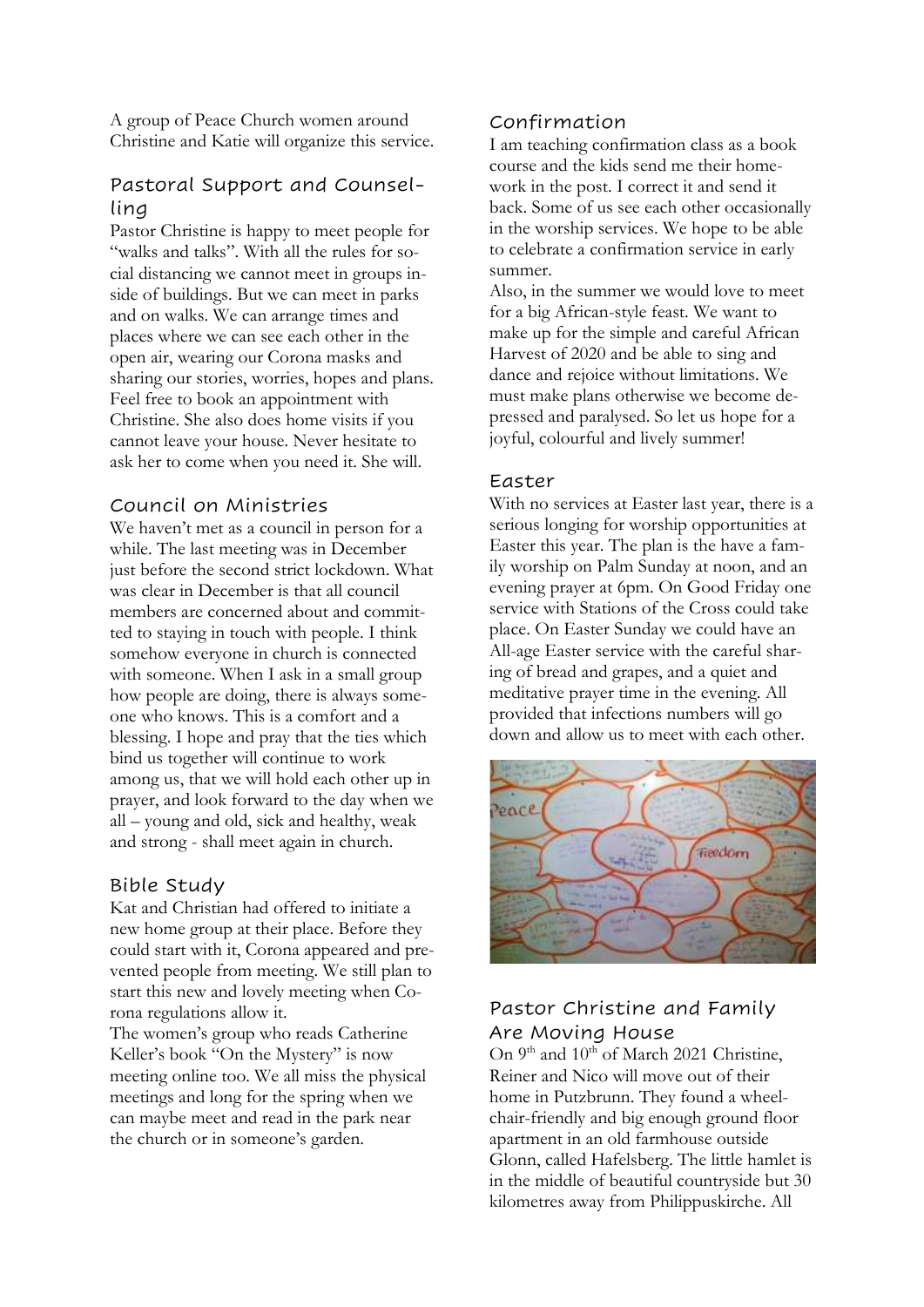A group of Peace Church women around Christine and Katie will organize this service.

## Pastoral Support and Counselling

Pastor Christine is happy to meet people for "walks and talks". With all the rules for social distancing we cannot meet in groups inside of buildings. But we can meet in parks and on walks. We can arrange times and places where we can see each other in the open air, wearing our Corona masks and sharing our stories, worries, hopes and plans. Feel free to book an appointment with Christine. She also does home visits if you cannot leave your house. Never hesitate to ask her to come when you need it. She will.

## Council on Ministries

We haven't met as a council in person for a while. The last meeting was in December just before the second strict lockdown. What was clear in December is that all council members are concerned about and committed to staying in touch with people. I think somehow everyone in church is connected with someone. When I ask in a small group how people are doing, there is always someone who knows. This is a comfort and a blessing. I hope and pray that the ties which bind us together will continue to work among us, that we will hold each other up in prayer, and look forward to the day when we all – young and old, sick and healthy, weak and strong - shall meet again in church.

## Bible Study

Kat and Christian had offered to initiate a new home group at their place. Before they could start with it, Corona appeared and prevented people from meeting. We still plan to start this new and lovely meeting when Corona regulations allow it.

The women's group who reads Catherine Keller's book "On the Mystery" is now meeting online too. We all miss the physical meetings and long for the spring when we can maybe meet and read in the park near the church or in someone's garden.

## Confirmation

I am teaching confirmation class as a book course and the kids send me their homework in the post. I correct it and send it back. Some of us see each other occasionally in the worship services. We hope to be able to celebrate a confirmation service in early summer.

Also, in the summer we would love to meet for a big African-style feast. We want to make up for the simple and careful African Harvest of 2020 and be able to sing and dance and rejoice without limitations. We must make plans otherwise we become depressed and paralysed. So let us hope for a joyful, colourful and lively summer!

## Easter

With no services at Easter last year, there is a serious longing for worship opportunities at Easter this year. The plan is the have a family worship on Palm Sunday at noon, and an evening prayer at 6pm. On Good Friday one service with Stations of the Cross could take place. On Easter Sunday we could have an All-age Easter service with the careful sharing of bread and grapes, and a quiet and meditative prayer time in the evening. All provided that infections numbers will go down and allow us to meet with each other.

## Pastor Christine and Family Are Moving House

On 9th and 10th of March 2021 Christine, Reiner and Nico will move out of their home in Putzbrunn. They found a wheelchair-friendly and big enough ground floor apartment in an old farmhouse outside Glonn, called Hafelsberg. The little hamlet is in the middle of beautiful countryside but 30 kilometres away from Philippuskirche. All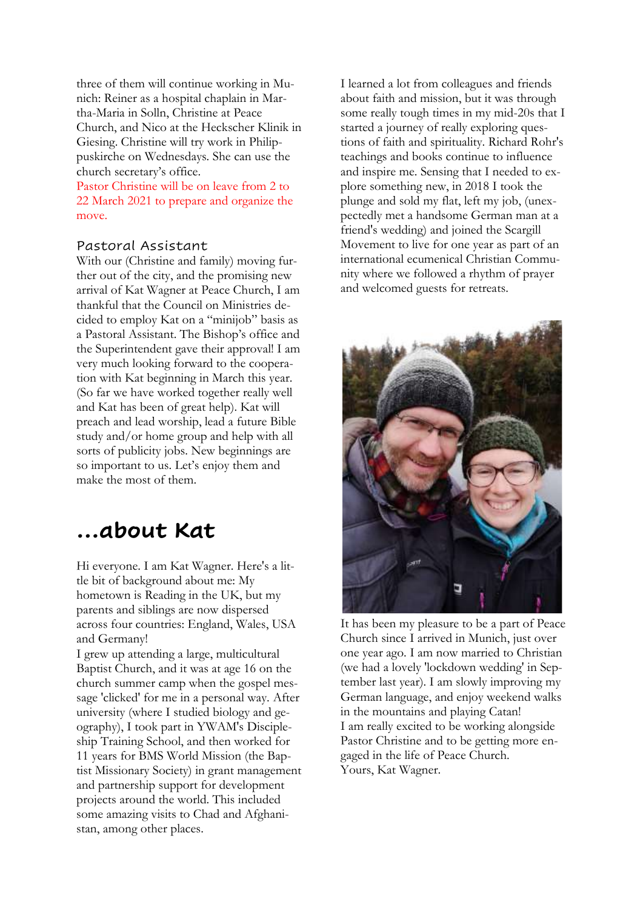three of them will continue working in Munich: Reiner as a hospital chaplain in Martha-Maria in Solln, Christine at Peace Church, and Nico at the Heckscher Klinik in Giesing. Christine will try work in Philippuskirche on Wednesdays. She can use the church secretary's office.

Pastor Christine will be on leave from 2 to 22 March 2021 to prepare and organize the move.

### Pastoral Assistant

With our (Christine and family) moving further out of the city, and the promising new arrival of Kat Wagner at Peace Church, I am thankful that the Council on Ministries decided to employ Kat on a "minijob" basis as a Pastoral Assistant. The Bishop's office and the Superintendent gave their approval! I am very much looking forward to the cooperation with Kat beginning in March this year. (So far we have worked together really well and Kat has been of great help). Kat will preach and lead worship, lead a future Bible study and/or home group and help with all sorts of publicity jobs. New beginnings are so important to us. Let's enjoy them and make the most of them.

## ...about Kat

Hi everyone. I am Kat Wagner. Here's a little bit of background about me: My hometown is Reading in the UK, but my parents and siblings are now dispersed across four countries: England, Wales, USA and Germany!

I grew up attending a large, multicultural Baptist Church, and it was at age 16 on the church summer camp when the gospel message 'clicked' for me in a personal way. After university (where I studied biology and geography), I took part in YWAM's Discipleship Training School, and then worked for 11 years for BMS World Mission (the Baptist Missionary Society) in grant management and partnership support for development projects around the world. This included some amazing visits to Chad and Afghanistan, among other places.

I learned a lot from colleagues and friends about faith and mission, but it was through some really tough times in my mid-20s that I started a journey of really exploring questions of faith and spirituality. Richard Rohr's teachings and books continue to influence and inspire me. Sensing that I needed to explore something new, in 2018 I took the plunge and sold my flat, left my job, (unexpectedly met a handsome German man at a friend's wedding) and joined the Scargill Movement to live for one year as part of an international ecumenical Christian Community where we followed a rhythm of prayer and welcomed guests for retreats.

It has been my pleasure to be a part of Peace Church since I arrived in Munich, just over one year ago. I am now married to Christian (we had a lovely 'lockdown wedding' in September last year). I am slowly improving my German language, and enjoy weekend walks in the mountains and playing Catan!

I am really excited to be working alongside Pastor Christine and to be getting more engaged in the life of Peace Church.

Yours, Kat Wagner.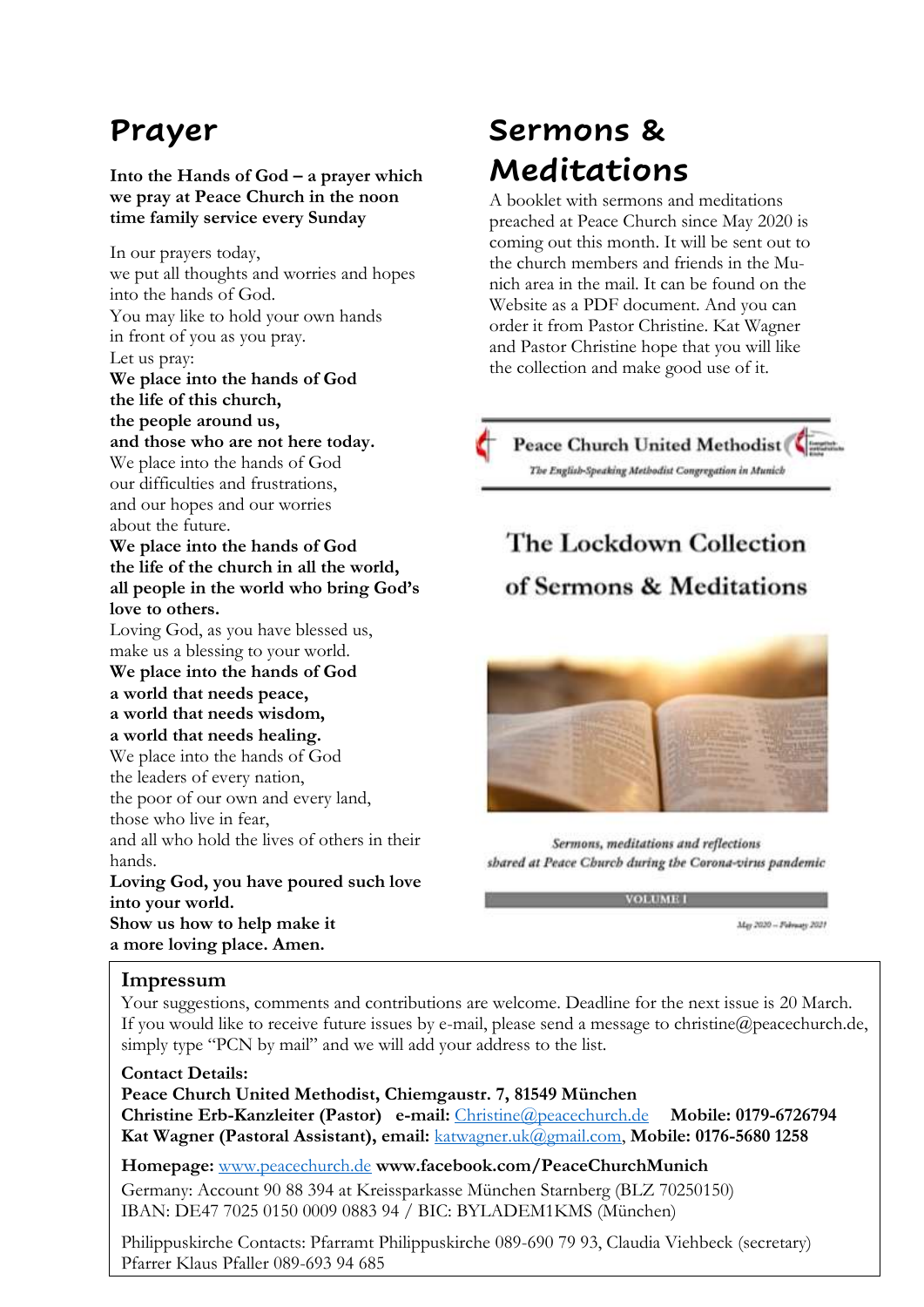# Prayer

**Into the Hands of God – a prayer which we pray at Peace Church in the noon time family service every Sunday**

In our prayers today,
we put all thoughts and worries and hopes
into the hands of God.
You may like to hold your own hands
in front of you as you pray.
Let us pray:
**We place into the hands of God**
**the life of this church,**
**the people around us,**
**and those who are not here today.**
We place into the hands of God
our difficulties and frustrations,
and our hopes and our worries
about the future.
**We place into the hands of God**
**the life of the church in all the world,**
**all people in the world who bring God's love to others.**
Loving God, as you have blessed us,
make us a blessing to your world.
**We place into the hands of God**
**a world that needs peace,**
**a world that needs wisdom,**
**a world that needs healing.**
We place into the hands of God
the leaders of every nation,
the poor of our own and every land,
those who live in fear,
and all who hold the lives of others in their hands.
**Loving God, you have poured such love into your world.**
**Show us how to help make it**
**a more loving place. Amen.**

# Sermons & Meditations

A booklet with sermons and meditations preached at Peace Church since May 2020 is coming out this month. It will be sent out to the church members and friends in the Munich area in the mail. It can be found on the Website as a PDF document. And you can order it from Pastor Christine. Kat Wagner and Pastor Christine hope that you will like the collection and make good use of it.

**Peace Church United Methodist**
*The English-Speaking Methodist Congregation in Munich*

The Lockdown Collection
of Sermons & Meditations

*Sermons, meditations and reflections shared at Peace Church during the Corona-virus pandemic*

VOLUME I

*May 2020 – February 2021*

## Impressum

Your suggestions, comments and contributions are welcome. Deadline for the next issue is 20 March. If you would like to receive future issues by e-mail, please send a message to christine@peacechurch.de, simply type "PCN by mail" and we will add your address to the list.

**Contact Details:**
**Peace Church United Methodist, Chiemgaustr. 7, 81549 München**
**Christine Erb-Kanzleiter (Pastor) e-mail:** Christine@peacechurch.de **Mobile: 0179-6726794**
**Kat Wagner (Pastoral Assistant), email:** katwagner.uk@gmail.com, **Mobile: 0176-5680 1258**

**Homepage:** www.peacechurch.de **www.facebook.com/PeaceChurchMunich**

Germany: Account 90 88 394 at Kreissparkasse München Starnberg (BLZ 70250150)
IBAN: DE47 7025 0150 0009 0883 94 / BIC: BYLADEM1KMS (München)

Philippuskirche Contacts: Pfarramt Philippuskirche 089-690 79 93, Claudia Viehbeck (secretary)
Pfarrer Klaus Pfaller 089-693 94 685